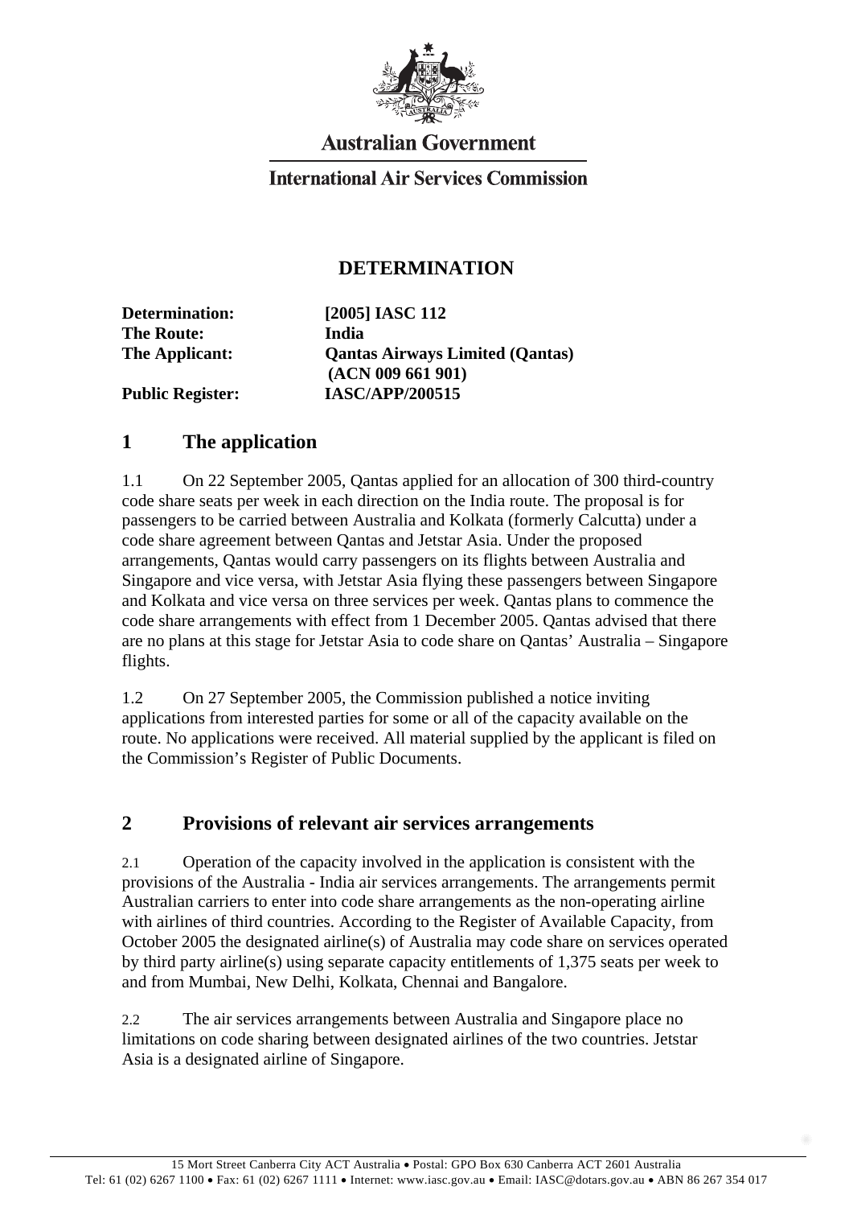Australian Government

International Air Services Commission

# DETERMINATION

| | |
|---|---|
| **Determination:** | **[2005] IASC 112** |
| **The Route:** | **India** |
| **The Applicant:** | **Qantas Airways Limited (Qantas) (ACN 009 661 901)** |
| **Public Register:** | **IASC/APP/200515** |

## 1 The application

1.1 On 22 September 2005, Qantas applied for an allocation of 300 third-country code share seats per week in each direction on the India route. The proposal is for passengers to be carried between Australia and Kolkata (formerly Calcutta) under a code share agreement between Qantas and Jetstar Asia. Under the proposed arrangements, Qantas would carry passengers on its flights between Australia and Singapore and vice versa, with Jetstar Asia flying these passengers between Singapore and Kolkata and vice versa on three services per week. Qantas plans to commence the code share arrangements with effect from 1 December 2005. Qantas advised that there are no plans at this stage for Jetstar Asia to code share on Qantas' Australia – Singapore flights.

1.2 On 27 September 2005, the Commission published a notice inviting applications from interested parties for some or all of the capacity available on the route. No applications were received. All material supplied by the applicant is filed on the Commission's Register of Public Documents.

## 2 Provisions of relevant air services arrangements

2.1 Operation of the capacity involved in the application is consistent with the provisions of the Australia - India air services arrangements. The arrangements permit Australian carriers to enter into code share arrangements as the non-operating airline with airlines of third countries. According to the Register of Available Capacity, from October 2005 the designated airline(s) of Australia may code share on services operated by third party airline(s) using separate capacity entitlements of 1,375 seats per week to and from Mumbai, New Delhi, Kolkata, Chennai and Bangalore.

2.2 The air services arrangements between Australia and Singapore place no limitations on code sharing between designated airlines of the two countries. Jetstar Asia is a designated airline of Singapore.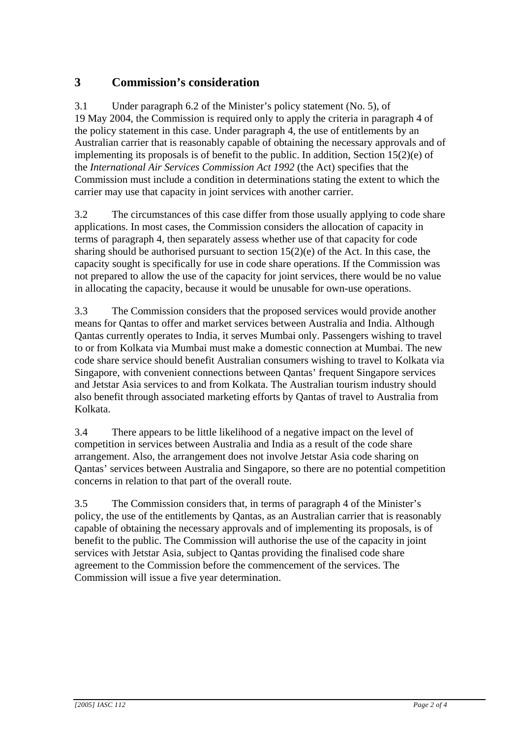## 3 Commission's consideration

3.1 Under paragraph 6.2 of the Minister's policy statement (No. 5), of 19 May 2004, the Commission is required only to apply the criteria in paragraph 4 of the policy statement in this case. Under paragraph 4, the use of entitlements by an Australian carrier that is reasonably capable of obtaining the necessary approvals and of implementing its proposals is of benefit to the public. In addition, Section 15(2)(e) of the *International Air Services Commission Act 1992* (the Act) specifies that the Commission must include a condition in determinations stating the extent to which the carrier may use that capacity in joint services with another carrier.

3.2 The circumstances of this case differ from those usually applying to code share applications. In most cases, the Commission considers the allocation of capacity in terms of paragraph 4, then separately assess whether use of that capacity for code sharing should be authorised pursuant to section 15(2)(e) of the Act. In this case, the capacity sought is specifically for use in code share operations. If the Commission was not prepared to allow the use of the capacity for joint services, there would be no value in allocating the capacity, because it would be unusable for own-use operations.

3.3 The Commission considers that the proposed services would provide another means for Qantas to offer and market services between Australia and India. Although Qantas currently operates to India, it serves Mumbai only. Passengers wishing to travel to or from Kolkata via Mumbai must make a domestic connection at Mumbai. The new code share service should benefit Australian consumers wishing to travel to Kolkata via Singapore, with convenient connections between Qantas' frequent Singapore services and Jetstar Asia services to and from Kolkata. The Australian tourism industry should also benefit through associated marketing efforts by Qantas of travel to Australia from Kolkata.

3.4 There appears to be little likelihood of a negative impact on the level of competition in services between Australia and India as a result of the code share arrangement. Also, the arrangement does not involve Jetstar Asia code sharing on Qantas' services between Australia and Singapore, so there are no potential competition concerns in relation to that part of the overall route.

3.5 The Commission considers that, in terms of paragraph 4 of the Minister's policy, the use of the entitlements by Qantas, as an Australian carrier that is reasonably capable of obtaining the necessary approvals and of implementing its proposals, is of benefit to the public. The Commission will authorise the use of the capacity in joint services with Jetstar Asia, subject to Qantas providing the finalised code share agreement to the Commission before the commencement of the services. The Commission will issue a five year determination.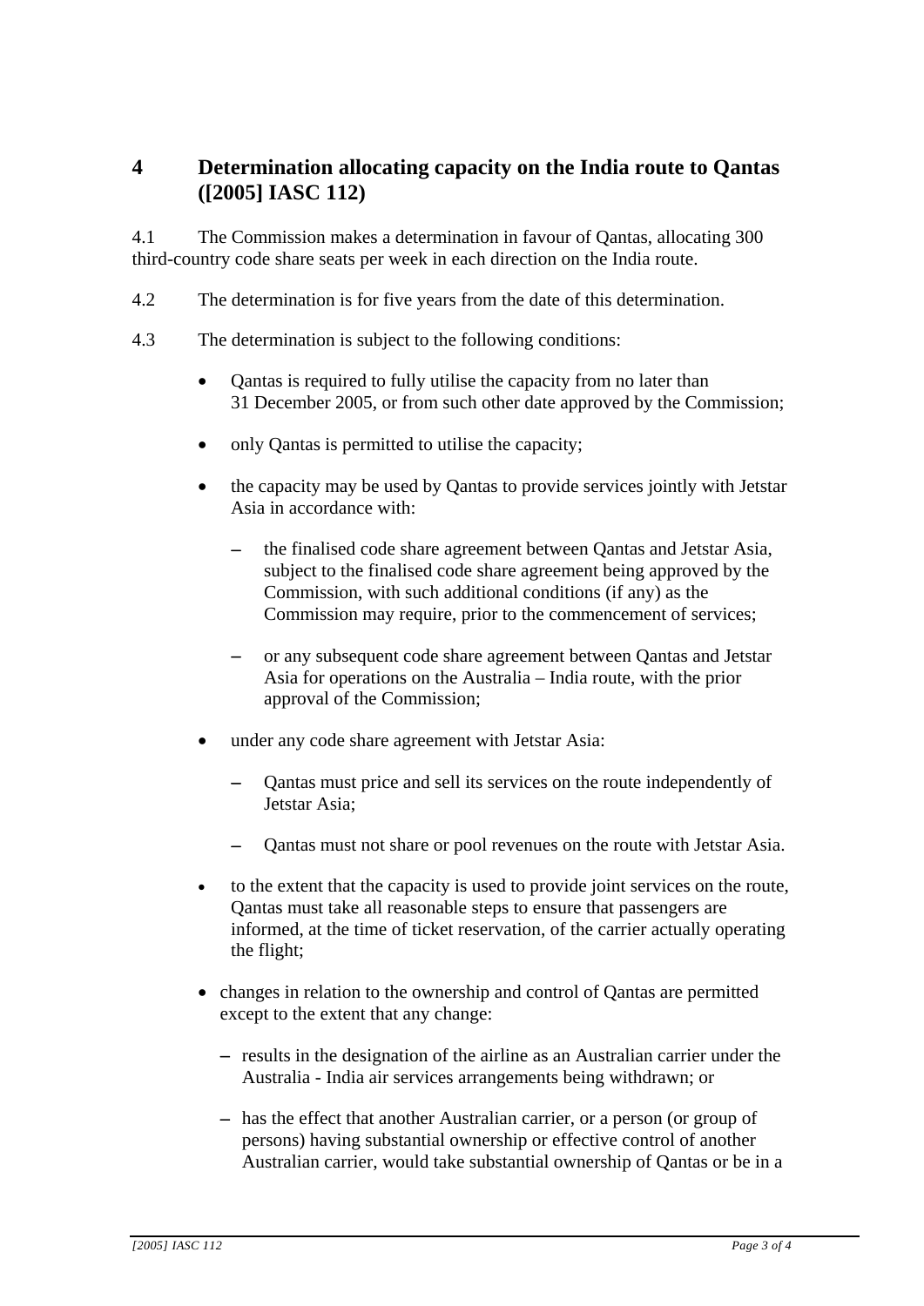## 4 Determination allocating capacity on the India route to Qantas ([2005] IASC 112)

4.1 The Commission makes a determination in favour of Qantas, allocating 300 third-country code share seats per week in each direction on the India route.

4.2 The determination is for five years from the date of this determination.

4.3 The determination is subject to the following conditions:

- Qantas is required to fully utilise the capacity from no later than 31 December 2005, or from such other date approved by the Commission;
- only Qantas is permitted to utilise the capacity;
- the capacity may be used by Qantas to provide services jointly with Jetstar Asia in accordance with:
  - the finalised code share agreement between Qantas and Jetstar Asia, subject to the finalised code share agreement being approved by the Commission, with such additional conditions (if any) as the Commission may require, prior to the commencement of services;
  - or any subsequent code share agreement between Qantas and Jetstar Asia for operations on the Australia – India route, with the prior approval of the Commission;
- under any code share agreement with Jetstar Asia:
  - Qantas must price and sell its services on the route independently of Jetstar Asia;
  - Qantas must not share or pool revenues on the route with Jetstar Asia.
- to the extent that the capacity is used to provide joint services on the route, Qantas must take all reasonable steps to ensure that passengers are informed, at the time of ticket reservation, of the carrier actually operating the flight;
- changes in relation to the ownership and control of Qantas are permitted except to the extent that any change:
  - results in the designation of the airline as an Australian carrier under the Australia - India air services arrangements being withdrawn; or
  - has the effect that another Australian carrier, or a person (or group of persons) having substantial ownership or effective control of another Australian carrier, would take substantial ownership of Qantas or be in a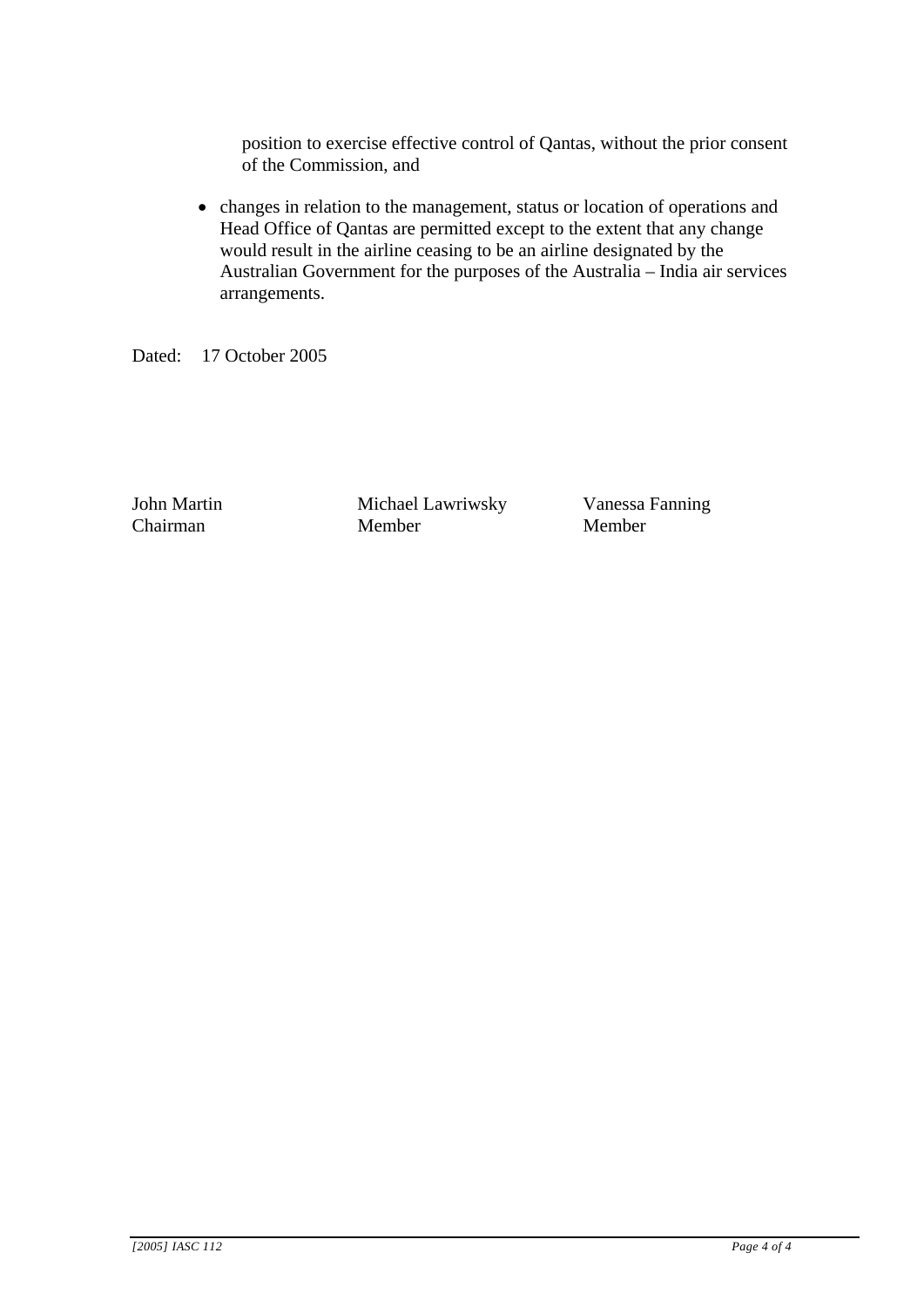position to exercise effective control of Qantas, without the prior consent of the Commission, and

- changes in relation to the management, status or location of operations and Head Office of Qantas are permitted except to the extent that any change would result in the airline ceasing to be an airline designated by the Australian Government for the purposes of the Australia – India air services arrangements.

Dated: 17 October 2005

| | | |
|---|---|---|
| John Martin | Michael Lawriwsky | Vanessa Fanning |
| Chairman | Member | Member |